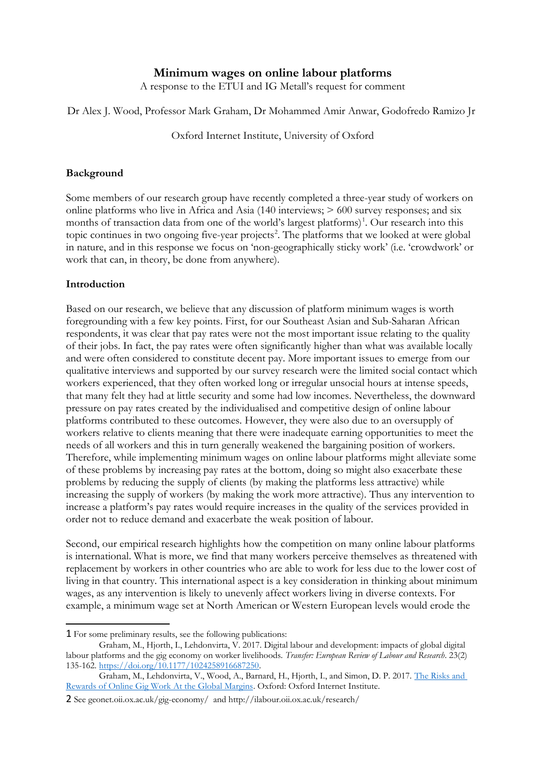# Minimum wages on online labour platforms

A response to the ETUI and IG Metall's request for comment

Dr Alex J. Wood, Professor Mark Graham, Dr Mohammed Amir Anwar, Godofredo Ramizo Jr

Oxford Internet Institute, University of Oxford

## Background

Some members of our research group have recently completed a three-year study of workers on online platforms who live in Africa and Asia (140 interviews; > 600 survey responses; and six months of transaction data from one of the world's largest platforms)[1]. Our research into this topic continues in two ongoing five-year projects[2]. The platforms that we looked at were global in nature, and in this response we focus on 'non-geographically sticky work' (i.e. 'crowdwork' or work that can, in theory, be done from anywhere).

## Introduction

Based on our research, we believe that any discussion of platform minimum wages is worth foregrounding with a few key points. First, for our Southeast Asian and Sub-Saharan African respondents, it was clear that pay rates were not the most important issue relating to the quality of their jobs. In fact, the pay rates were often significantly higher than what was available locally and were often considered to constitute decent pay. More important issues to emerge from our qualitative interviews and supported by our survey research were the limited social contact which workers experienced, that they often worked long or irregular unsocial hours at intense speeds, that many felt they had at little security and some had low incomes. Nevertheless, the downward pressure on pay rates created by the individualised and competitive design of online labour platforms contributed to these outcomes. However, they were also due to an oversupply of workers relative to clients meaning that there were inadequate earning opportunities to meet the needs of all workers and this in turn generally weakened the bargaining position of workers. Therefore, while implementing minimum wages on online labour platforms might alleviate some of these problems by increasing pay rates at the bottom, doing so might also exacerbate these problems by reducing the supply of clients (by making the platforms less attractive) while increasing the supply of workers (by making the work more attractive). Thus any intervention to increase a platform's pay rates would require increases in the quality of the services provided in order not to reduce demand and exacerbate the weak position of labour.

Second, our empirical research highlights how the competition on many online labour platforms is international. What is more, we find that many workers perceive themselves as threatened with replacement by workers in other countries who are able to work for less due to the lower cost of living in that country. This international aspect is a key consideration in thinking about minimum wages, as any intervention is likely to unevenly affect workers living in diverse contexts. For example, a minimum wage set at North American or Western European levels would erode the

---

[1] For some preliminary results, see the following publications:

Graham, M., Hjorth, I., Lehdonvirta, V. 2017. Digital labour and development: impacts of global digital labour platforms and the gig economy on worker livelihoods. *Transfer: European Review of Labour and Research*. 23(2) 135-162. https://doi.org/10.1177/1024258916687250.

Graham, M., Lehdonvirta, V., Wood, A., Barnard, H., Hjorth, I., and Simon, D. P. 2017. The Risks and Rewards of Online Gig Work At the Global Margins. Oxford: Oxford Internet Institute.

[2] See geonet.oii.ox.ac.uk/gig-economy/ and http://ilabour.oii.ox.ac.uk/research/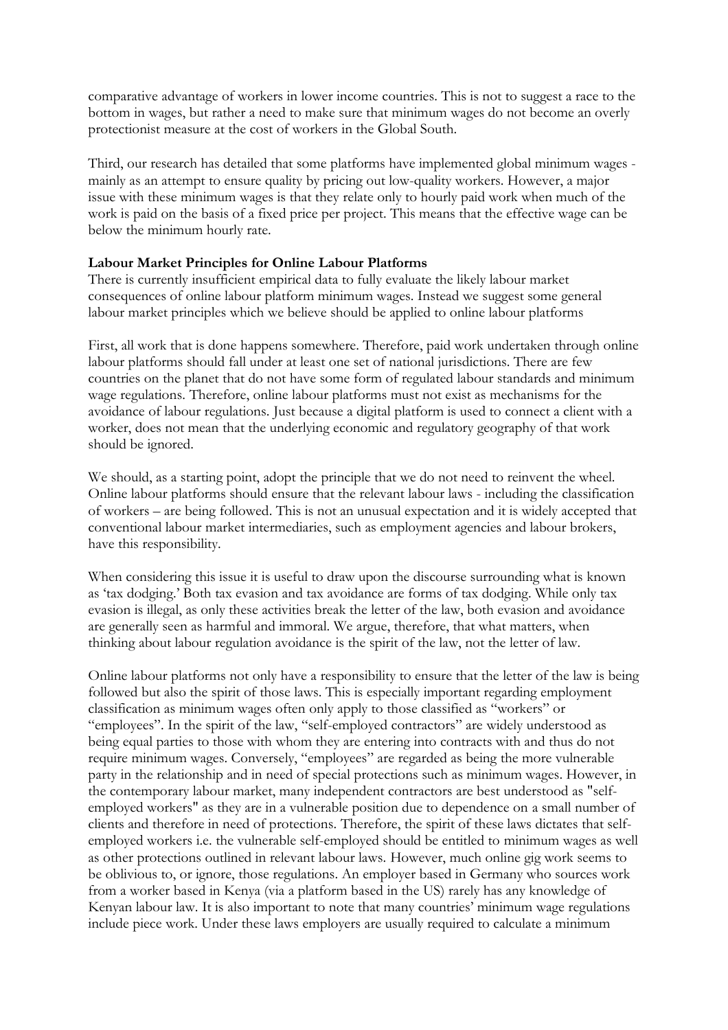comparative advantage of workers in lower income countries. This is not to suggest a race to the bottom in wages, but rather a need to make sure that minimum wages do not become an overly protectionist measure at the cost of workers in the Global South.

Third, our research has detailed that some platforms have implemented global minimum wages - mainly as an attempt to ensure quality by pricing out low-quality workers. However, a major issue with these minimum wages is that they relate only to hourly paid work when much of the work is paid on the basis of a fixed price per project. This means that the effective wage can be below the minimum hourly rate.

**Labour Market Principles for Online Labour Platforms**

There is currently insufficient empirical data to fully evaluate the likely labour market consequences of online labour platform minimum wages. Instead we suggest some general labour market principles which we believe should be applied to online labour platforms

First, all work that is done happens somewhere. Therefore, paid work undertaken through online labour platforms should fall under at least one set of national jurisdictions. There are few countries on the planet that do not have some form of regulated labour standards and minimum wage regulations. Therefore, online labour platforms must not exist as mechanisms for the avoidance of labour regulations. Just because a digital platform is used to connect a client with a worker, does not mean that the underlying economic and regulatory geography of that work should be ignored.

We should, as a starting point, adopt the principle that we do not need to reinvent the wheel. Online labour platforms should ensure that the relevant labour laws - including the classification of workers – are being followed. This is not an unusual expectation and it is widely accepted that conventional labour market intermediaries, such as employment agencies and labour brokers, have this responsibility.

When considering this issue it is useful to draw upon the discourse surrounding what is known as 'tax dodging.' Both tax evasion and tax avoidance are forms of tax dodging. While only tax evasion is illegal, as only these activities break the letter of the law, both evasion and avoidance are generally seen as harmful and immoral. We argue, therefore, that what matters, when thinking about labour regulation avoidance is the spirit of the law, not the letter of law.

Online labour platforms not only have a responsibility to ensure that the letter of the law is being followed but also the spirit of those laws. This is especially important regarding employment classification as minimum wages often only apply to those classified as "workers" or "employees". In the spirit of the law, "self-employed contractors" are widely understood as being equal parties to those with whom they are entering into contracts with and thus do not require minimum wages. Conversely, "employees" are regarded as being the more vulnerable party in the relationship and in need of special protections such as minimum wages. However, in the contemporary labour market, many independent contractors are best understood as "self-employed workers" as they are in a vulnerable position due to dependence on a small number of clients and therefore in need of protections. Therefore, the spirit of these laws dictates that self-employed workers i.e. the vulnerable self-employed should be entitled to minimum wages as well as other protections outlined in relevant labour laws. However, much online gig work seems to be oblivious to, or ignore, those regulations. An employer based in Germany who sources work from a worker based in Kenya (via a platform based in the US) rarely has any knowledge of Kenyan labour law. It is also important to note that many countries' minimum wage regulations include piece work. Under these laws employers are usually required to calculate a minimum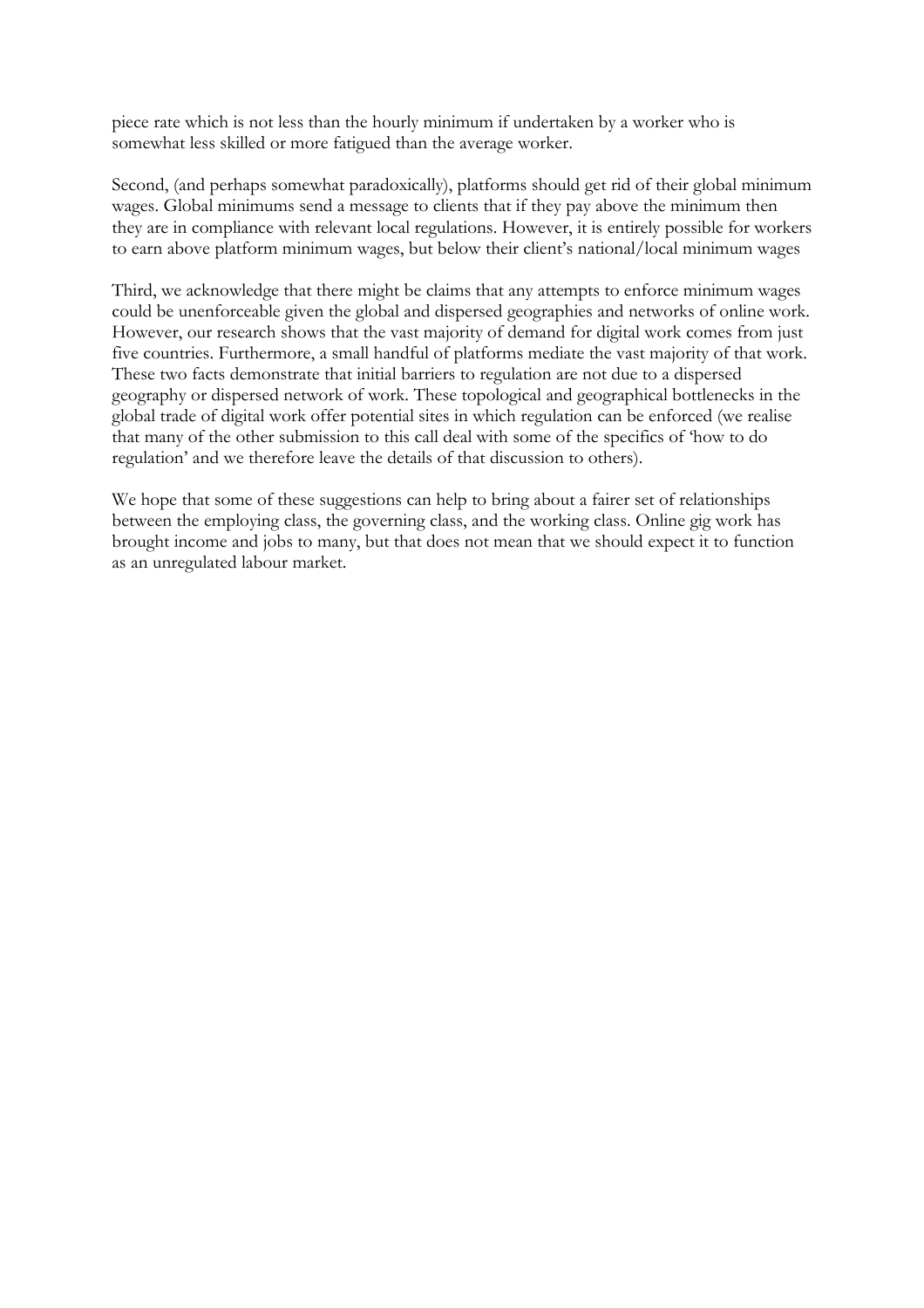piece rate which is not less than the hourly minimum if undertaken by a worker who is somewhat less skilled or more fatigued than the average worker.

Second, (and perhaps somewhat paradoxically), platforms should get rid of their global minimum wages. Global minimums send a message to clients that if they pay above the minimum then they are in compliance with relevant local regulations. However, it is entirely possible for workers to earn above platform minimum wages, but below their client's national/local minimum wages

Third, we acknowledge that there might be claims that any attempts to enforce minimum wages could be unenforceable given the global and dispersed geographies and networks of online work. However, our research shows that the vast majority of demand for digital work comes from just five countries. Furthermore, a small handful of platforms mediate the vast majority of that work. These two facts demonstrate that initial barriers to regulation are not due to a dispersed geography or dispersed network of work. These topological and geographical bottlenecks in the global trade of digital work offer potential sites in which regulation can be enforced (we realise that many of the other submission to this call deal with some of the specifics of 'how to do regulation' and we therefore leave the details of that discussion to others).

We hope that some of these suggestions can help to bring about a fairer set of relationships between the employing class, the governing class, and the working class. Online gig work has brought income and jobs to many, but that does not mean that we should expect it to function as an unregulated labour market.